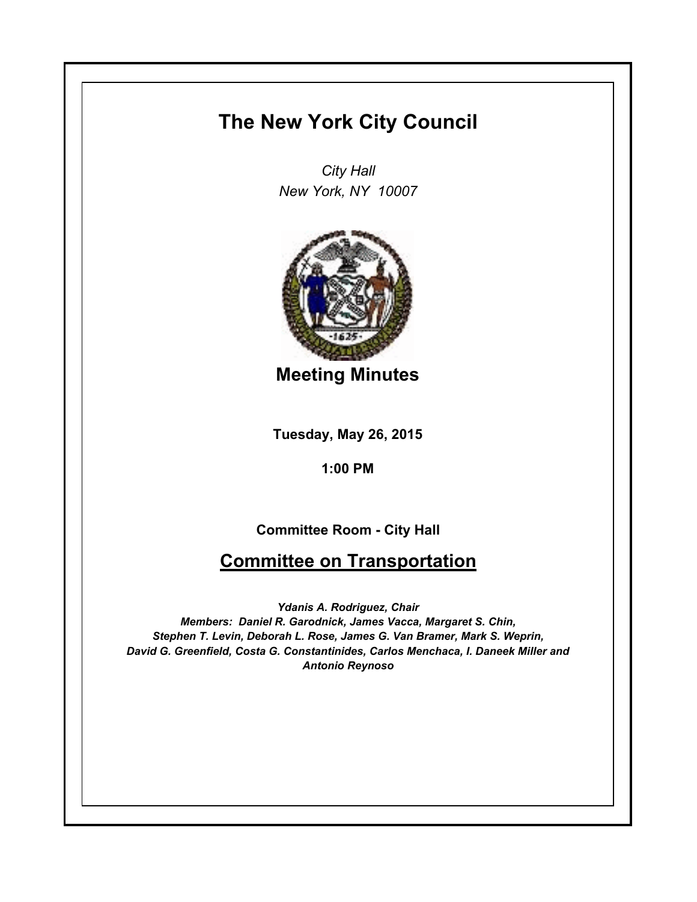# The New York City Council

*City Hall*
*New York, NY 10007*

## Meeting Minutes

**Tuesday, May 26, 2015**

**1:00 PM**

**Committee Room - City Hall**

## Committee on Transportation

***Ydanis A. Rodriguez, Chair***
***Members: Daniel R. Garodnick, James Vacca, Margaret S. Chin, Stephen T. Levin, Deborah L. Rose, James G. Van Bramer, Mark S. Weprin, David G. Greenfield, Costa G. Constantinides, Carlos Menchaca, I. Daneek Miller and Antonio Reynoso***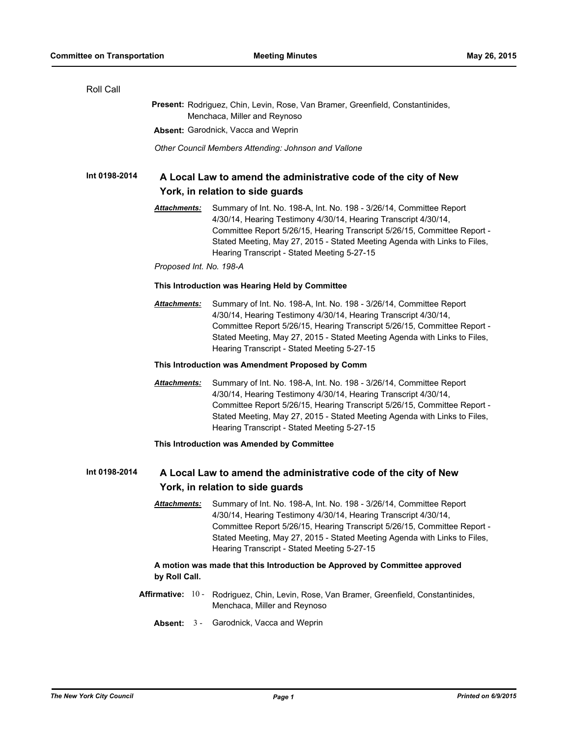Roll Call

**Present:** Rodriguez, Chin, Levin, Rose, Van Bramer, Greenfield, Constantinides, Menchaca, Miller and Reynoso

**Absent:** Garodnick, Vacca and Weprin

*Other Council Members Attending: Johnson and Vallone*

**Int 0198-2014**

## A Local Law to amend the administrative code of the city of New York, in relation to side guards

***Attachments:*** Summary of Int. No. 198-A, Int. No. 198 - 3/26/14, Committee Report 4/30/14, Hearing Testimony 4/30/14, Hearing Transcript 4/30/14, Committee Report 5/26/15, Hearing Transcript 5/26/15, Committee Report - Stated Meeting, May 27, 2015 - Stated Meeting Agenda with Links to Files, Hearing Transcript - Stated Meeting 5-27-15

*Proposed Int. No. 198-A*

**This Introduction was Hearing Held by Committee**

***Attachments:*** Summary of Int. No. 198-A, Int. No. 198 - 3/26/14, Committee Report 4/30/14, Hearing Testimony 4/30/14, Hearing Transcript 4/30/14, Committee Report 5/26/15, Hearing Transcript 5/26/15, Committee Report - Stated Meeting, May 27, 2015 - Stated Meeting Agenda with Links to Files, Hearing Transcript - Stated Meeting 5-27-15

**This Introduction was Amendment Proposed by Comm**

***Attachments:*** Summary of Int. No. 198-A, Int. No. 198 - 3/26/14, Committee Report 4/30/14, Hearing Testimony 4/30/14, Hearing Transcript 4/30/14, Committee Report 5/26/15, Hearing Transcript 5/26/15, Committee Report - Stated Meeting, May 27, 2015 - Stated Meeting Agenda with Links to Files, Hearing Transcript - Stated Meeting 5-27-15

**This Introduction was Amended by Committee**

**Int 0198-2014**

## A Local Law to amend the administrative code of the city of New York, in relation to side guards

***Attachments:*** Summary of Int. No. 198-A, Int. No. 198 - 3/26/14, Committee Report 4/30/14, Hearing Testimony 4/30/14, Hearing Transcript 4/30/14, Committee Report 5/26/15, Hearing Transcript 5/26/15, Committee Report - Stated Meeting, May 27, 2015 - Stated Meeting Agenda with Links to Files, Hearing Transcript - Stated Meeting 5-27-15

**A motion was made that this Introduction be Approved by Committee approved by Roll Call.**

**Affirmative:** 10 - Rodriguez, Chin, Levin, Rose, Van Bramer, Greenfield, Constantinides, Menchaca, Miller and Reynoso

**Absent:** 3 - Garodnick, Vacca and Weprin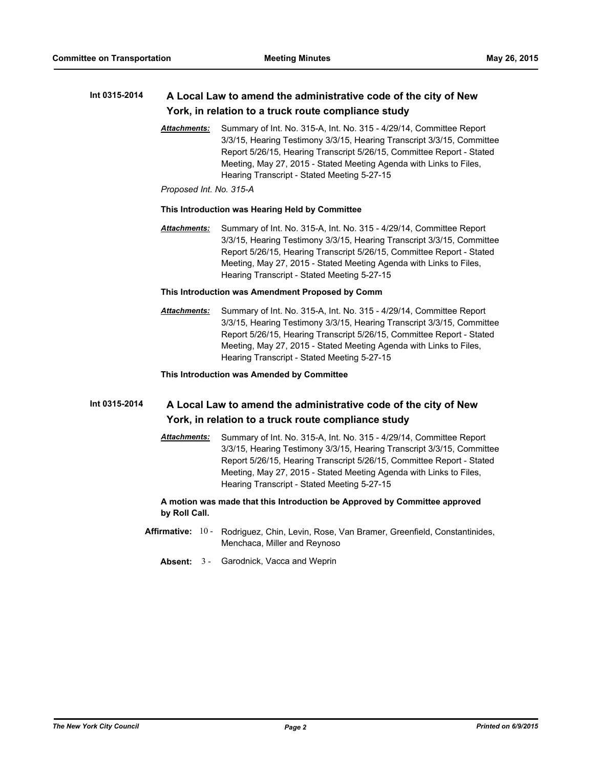**Int 0315-2014** **A Local Law to amend the administrative code of the city of New York, in relation to a truck route compliance study**

***Attachments:*** Summary of Int. No. 315-A, Int. No. 315 - 4/29/14, Committee Report 3/3/15, Hearing Testimony 3/3/15, Hearing Transcript 3/3/15, Committee Report 5/26/15, Hearing Transcript 5/26/15, Committee Report - Stated Meeting, May 27, 2015 - Stated Meeting Agenda with Links to Files, Hearing Transcript - Stated Meeting 5-27-15

*Proposed Int. No. 315-A*

**This Introduction was Hearing Held by Committee**

***Attachments:*** Summary of Int. No. 315-A, Int. No. 315 - 4/29/14, Committee Report 3/3/15, Hearing Testimony 3/3/15, Hearing Transcript 3/3/15, Committee Report 5/26/15, Hearing Transcript 5/26/15, Committee Report - Stated Meeting, May 27, 2015 - Stated Meeting Agenda with Links to Files, Hearing Transcript - Stated Meeting 5-27-15

**This Introduction was Amendment Proposed by Comm**

***Attachments:*** Summary of Int. No. 315-A, Int. No. 315 - 4/29/14, Committee Report 3/3/15, Hearing Testimony 3/3/15, Hearing Transcript 3/3/15, Committee Report 5/26/15, Hearing Transcript 5/26/15, Committee Report - Stated Meeting, May 27, 2015 - Stated Meeting Agenda with Links to Files, Hearing Transcript - Stated Meeting 5-27-15

**This Introduction was Amended by Committee**

**Int 0315-2014** **A Local Law to amend the administrative code of the city of New York, in relation to a truck route compliance study**

***Attachments:*** Summary of Int. No. 315-A, Int. No. 315 - 4/29/14, Committee Report 3/3/15, Hearing Testimony 3/3/15, Hearing Transcript 3/3/15, Committee Report 5/26/15, Hearing Transcript 5/26/15, Committee Report - Stated Meeting, May 27, 2015 - Stated Meeting Agenda with Links to Files, Hearing Transcript - Stated Meeting 5-27-15

**A motion was made that this Introduction be Approved by Committee approved by Roll Call.**

**Affirmative:** 10 - Rodriguez, Chin, Levin, Rose, Van Bramer, Greenfield, Constantinides, Menchaca, Miller and Reynoso

**Absent:** 3 - Garodnick, Vacca and Weprin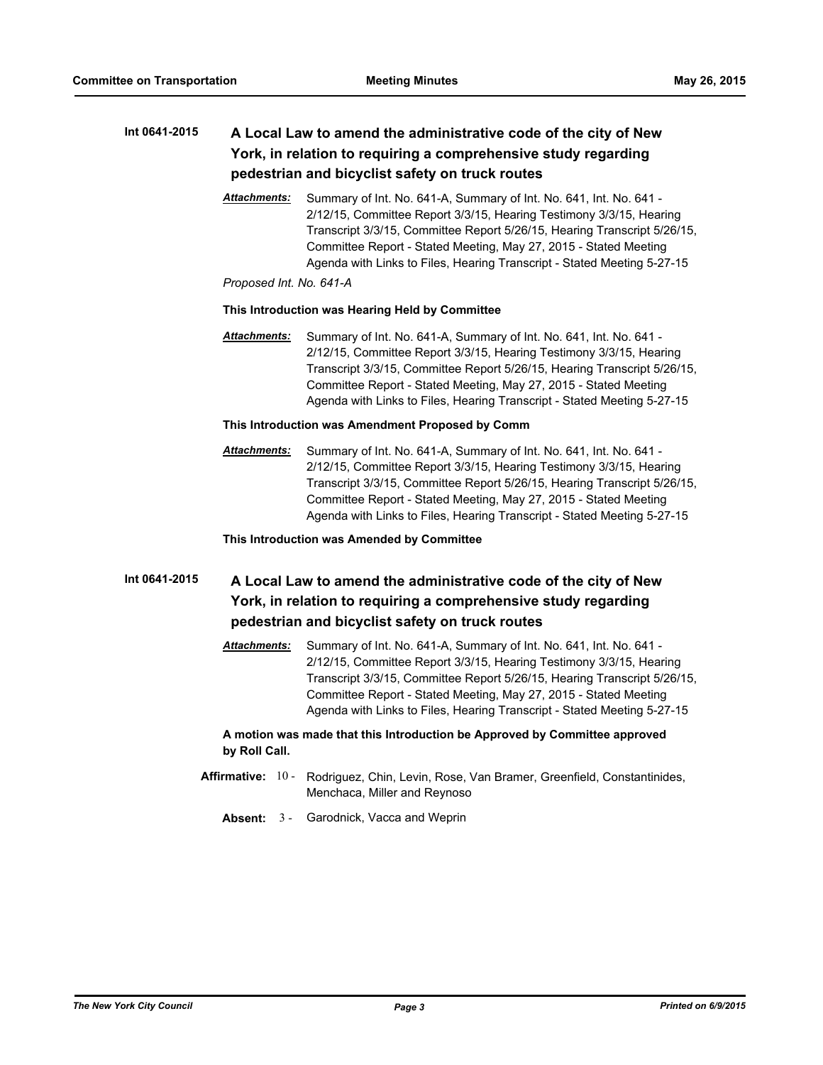**Int 0641-2015** **A Local Law to amend the administrative code of the city of New York, in relation to requiring a comprehensive study regarding pedestrian and bicyclist safety on truck routes**

***Attachments:*** Summary of Int. No. 641-A, Summary of Int. No. 641, Int. No. 641 - 2/12/15, Committee Report 3/3/15, Hearing Testimony 3/3/15, Hearing Transcript 3/3/15, Committee Report 5/26/15, Hearing Transcript 5/26/15, Committee Report - Stated Meeting, May 27, 2015 - Stated Meeting Agenda with Links to Files, Hearing Transcript - Stated Meeting 5-27-15

*Proposed Int. No. 641-A*

**This Introduction was Hearing Held by Committee**

***Attachments:*** Summary of Int. No. 641-A, Summary of Int. No. 641, Int. No. 641 - 2/12/15, Committee Report 3/3/15, Hearing Testimony 3/3/15, Hearing Transcript 3/3/15, Committee Report 5/26/15, Hearing Transcript 5/26/15, Committee Report - Stated Meeting, May 27, 2015 - Stated Meeting Agenda with Links to Files, Hearing Transcript - Stated Meeting 5-27-15

**This Introduction was Amendment Proposed by Comm**

***Attachments:*** Summary of Int. No. 641-A, Summary of Int. No. 641, Int. No. 641 - 2/12/15, Committee Report 3/3/15, Hearing Testimony 3/3/15, Hearing Transcript 3/3/15, Committee Report 5/26/15, Hearing Transcript 5/26/15, Committee Report - Stated Meeting, May 27, 2015 - Stated Meeting Agenda with Links to Files, Hearing Transcript - Stated Meeting 5-27-15

**This Introduction was Amended by Committee**

**Int 0641-2015** **A Local Law to amend the administrative code of the city of New York, in relation to requiring a comprehensive study regarding pedestrian and bicyclist safety on truck routes**

***Attachments:*** Summary of Int. No. 641-A, Summary of Int. No. 641, Int. No. 641 - 2/12/15, Committee Report 3/3/15, Hearing Testimony 3/3/15, Hearing Transcript 3/3/15, Committee Report 5/26/15, Hearing Transcript 5/26/15, Committee Report - Stated Meeting, May 27, 2015 - Stated Meeting Agenda with Links to Files, Hearing Transcript - Stated Meeting 5-27-15

**A motion was made that this Introduction be Approved by Committee approved by Roll Call.**

**Affirmative:** 10 - Rodriguez, Chin, Levin, Rose, Van Bramer, Greenfield, Constantinides, Menchaca, Miller and Reynoso

**Absent:** 3 - Garodnick, Vacca and Weprin